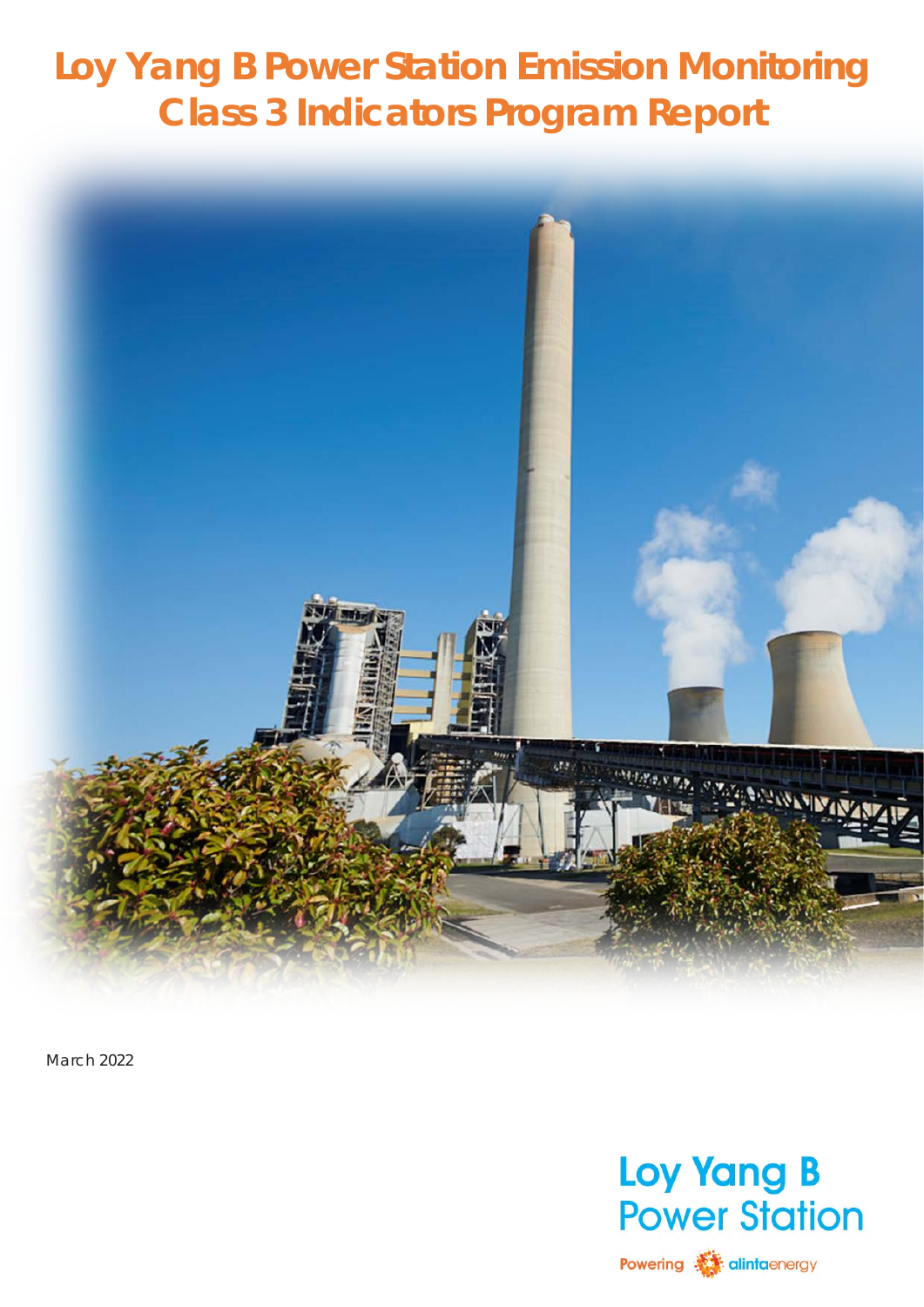# Loy Yang B Power Station Emission Monitoring Class 3 Indicators Program Report

March 2022

Loy Yang B Power Station

Powering alintaenergy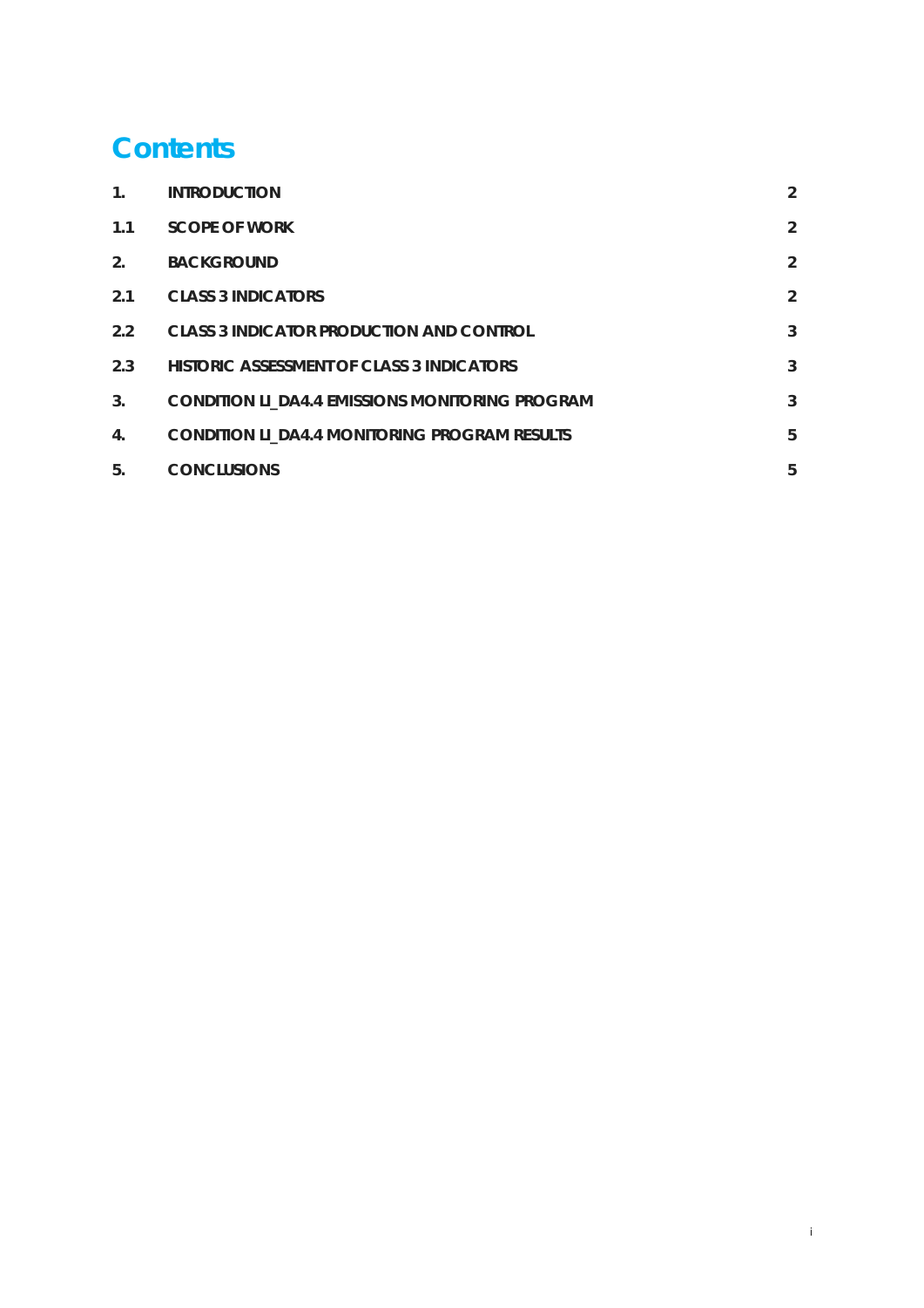# Contents

| | | |
|---|---|---|
| 1. | INTRODUCTION | 2 |
| 1.1 | SCOPE OF WORK | 2 |
| 2. | BACKGROUND | 2 |
| 2.1 | CLASS 3 INDICATORS | 2 |
| 2.2 | CLASS 3 INDICATOR PRODUCTION AND CONTROL | 3 |
| 2.3 | HISTORIC ASSESSMENT OF CLASS 3 INDICATORS | 3 |
| 3. | CONDITION LI_DA4.4 EMISSIONS MONITORING PROGRAM | 3 |
| 4. | CONDITION LI_DA4.4 MONITORING PROGRAM RESULTS | 5 |
| 5. | CONCLUSIONS | 5 |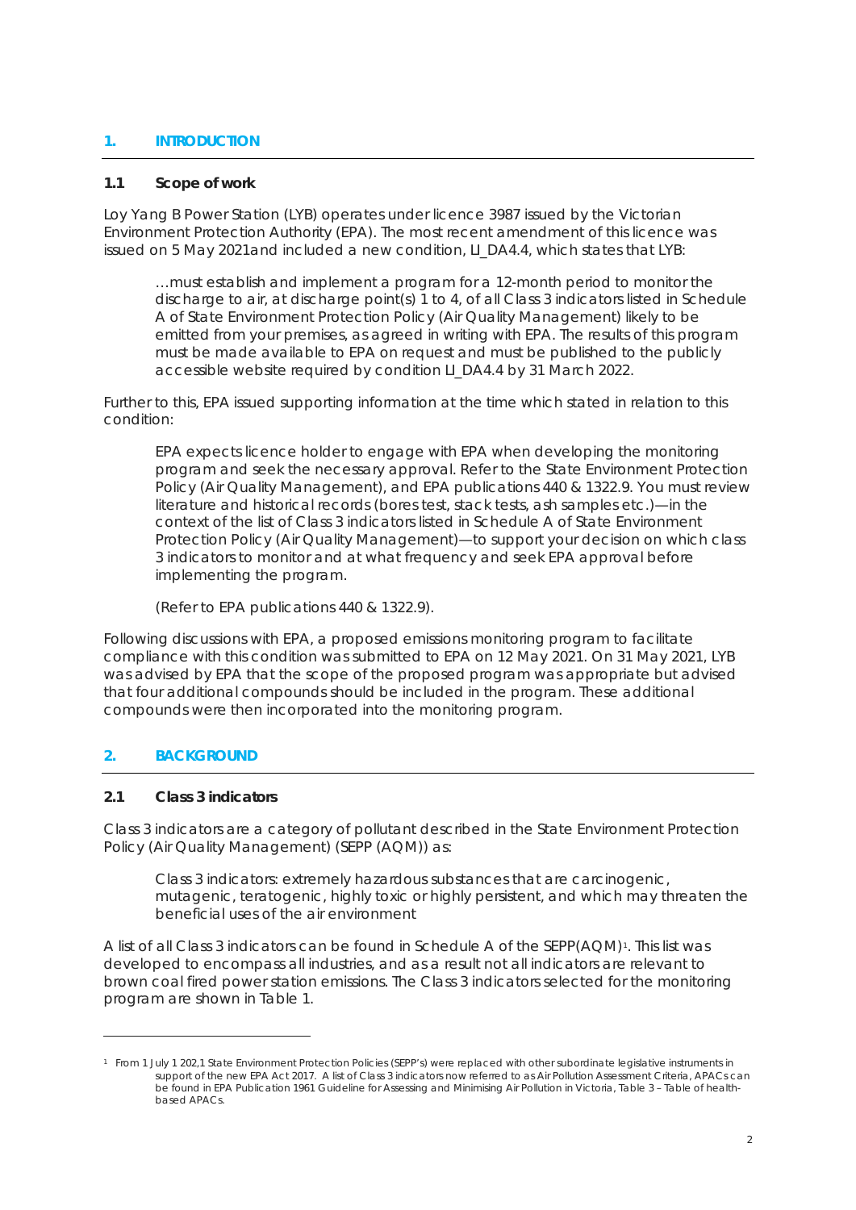## 1. INTRODUCTION

### 1.1 Scope of work

Loy Yang B Power Station (LYB) operates under licence 3987 issued by the Victorian Environment Protection Authority (EPA). The most recent amendment of this licence was issued on 5 May 2021and included a new condition, LI_DA4.4, which states that LYB:

> …must establish and implement a program for a 12-month period to monitor the discharge to air, at discharge point(s) 1 to 4, of all Class 3 indicators listed in Schedule A of State Environment Protection Policy (Air Quality Management) likely to be emitted from your premises, as agreed in writing with EPA. The results of this program must be made available to EPA on request and must be published to the publicly accessible website required by condition LI_DA4.4 by 31 March 2022.

Further to this, EPA issued supporting information at the time which stated in relation to this condition:

> EPA expects licence holder to engage with EPA when developing the monitoring program and seek the necessary approval. Refer to the State Environment Protection Policy (Air Quality Management), and EPA publications 440 & 1322.9. You must review literature and historical records (bores test, stack tests, ash samples etc.)—in the context of the list of Class 3 indicators listed in Schedule A of State Environment Protection Policy (Air Quality Management)—to support your decision on which class 3 indicators to monitor and at what frequency and seek EPA approval before implementing the program.
>
> (Refer to EPA publications 440 & 1322.9).

Following discussions with EPA, a proposed emissions monitoring program to facilitate compliance with this condition was submitted to EPA on 12 May 2021. On 31 May 2021, LYB was advised by EPA that the scope of the proposed program was appropriate but advised that four additional compounds should be included in the program. These additional compounds were then incorporated into the monitoring program.

## 2. BACKGROUND

### 2.1 Class 3 indicators

Class 3 indicators are a category of pollutant described in the State Environment Protection Policy (Air Quality Management) (SEPP (AQM)) as:

> Class 3 indicators: extremely hazardous substances that are carcinogenic, mutagenic, teratogenic, highly toxic or highly persistent, and which may threaten the beneficial uses of the air environment

A list of all Class 3 indicators can be found in Schedule A of the SEPP(AQM)[1]. This list was developed to encompass all industries, and as a result not all indicators are relevant to brown coal fired power station emissions. The Class 3 indicators selected for the monitoring program are shown in Table 1.

---

[1] From 1 July 1 202,1 State Environment Protection Policies (SEPP's) were replaced with other subordinate legislative instruments in support of the new EPA Act 2017. A list of Class 3 indicators now referred to as Air Pollution Assessment Criteria, APACs can be found in EPA Publication 1961 Guideline for Assessing and Minimising Air Pollution in Victoria, Table 3 – Table of health-based APACs.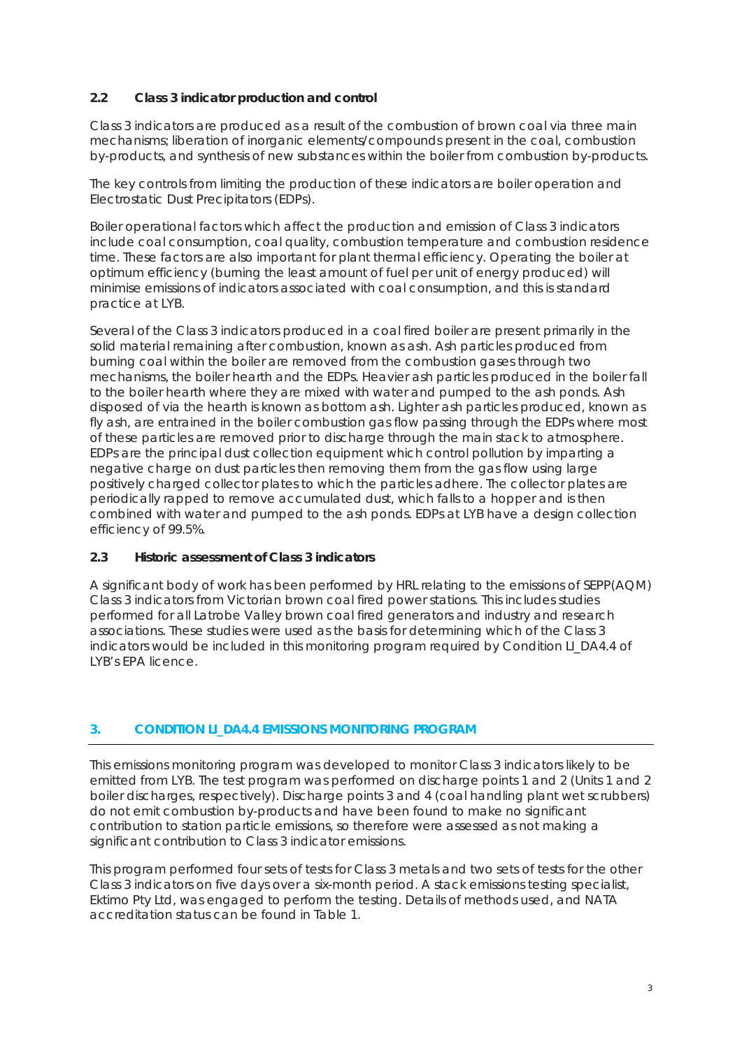### 2.2 Class 3 indicator production and control

Class 3 indicators are produced as a result of the combustion of brown coal via three main mechanisms; liberation of inorganic elements/compounds present in the coal, combustion by-products, and synthesis of new substances within the boiler from combustion by-products.

The key controls from limiting the production of these indicators are boiler operation and Electrostatic Dust Precipitators (EDPs).

Boiler operational factors which affect the production and emission of Class 3 indicators include coal consumption, coal quality, combustion temperature and combustion residence time. These factors are also important for plant thermal efficiency. Operating the boiler at optimum efficiency (burning the least amount of fuel per unit of energy produced) will minimise emissions of indicators associated with coal consumption, and this is standard practice at LYB.

Several of the Class 3 indicators produced in a coal fired boiler are present primarily in the solid material remaining after combustion, known as ash. Ash particles produced from burning coal within the boiler are removed from the combustion gases through two mechanisms, the boiler hearth and the EDPs. Heavier ash particles produced in the boiler fall to the boiler hearth where they are mixed with water and pumped to the ash ponds. Ash disposed of via the hearth is known as bottom ash. Lighter ash particles produced, known as fly ash, are entrained in the boiler combustion gas flow passing through the EDPs where most of these particles are removed prior to discharge through the main stack to atmosphere. EDPs are the principal dust collection equipment which control pollution by imparting a negative charge on dust particles then removing them from the gas flow using large positively charged collector plates to which the particles adhere. The collector plates are periodically rapped to remove accumulated dust, which falls to a hopper and is then combined with water and pumped to the ash ponds. EDPs at LYB have a design collection efficiency of 99.5%.

### 2.3 Historic assessment of Class 3 indicators

A significant body of work has been performed by HRL relating to the emissions of SEPP(AQM) Class 3 indicators from Victorian brown coal fired power stations. This includes studies performed for all Latrobe Valley brown coal fired generators and industry and research associations. These studies were used as the basis for determining which of the Class 3 indicators would be included in this monitoring program required by Condition LI_DA4.4 of LYB's EPA licence.

## 3. CONDITION LI_DA4.4 EMISSIONS MONITORING PROGRAM

This emissions monitoring program was developed to monitor Class 3 indicators likely to be emitted from LYB. The test program was performed on discharge points 1 and 2 (Units 1 and 2 boiler discharges, respectively). Discharge points 3 and 4 (coal handling plant wet scrubbers) do not emit combustion by-products and have been found to make no significant contribution to station particle emissions, so therefore were assessed as not making a significant contribution to Class 3 indicator emissions.

This program performed four sets of tests for Class 3 metals and two sets of tests for the other Class 3 indicators on five days over a six-month period. A stack emissions testing specialist, Ektimo Pty Ltd, was engaged to perform the testing. Details of methods used, and NATA accreditation status can be found in Table 1.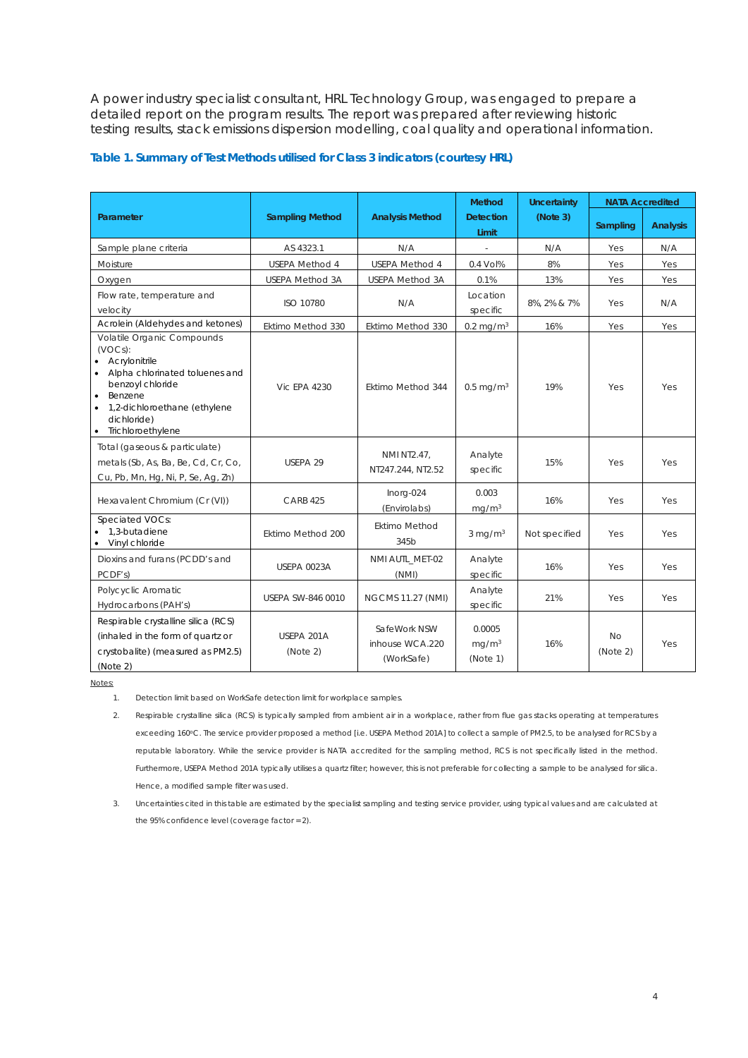A power industry specialist consultant, HRL Technology Group, was engaged to prepare a detailed report on the program results. The report was prepared after reviewing historic testing results, stack emissions dispersion modelling, coal quality and operational information.

**Table 1. Summary of Test Methods utilised for Class 3 indicators (courtesy HRL)**

| Parameter | Sampling Method | Analysis Method | Method Detection Limit | Uncertainty (Note 3) | NATA Accredited | |
|---|---|---|---|---|---|---|
| | | | | | Sampling | Analysis |
| Sample plane criteria | AS 4323.1 | N/A | - | N/A | Yes | N/A |
| Moisture | USEPA Method 4 | USEPA Method 4 | 0.4 Vol% | 8% | Yes | Yes |
| Oxygen | USEPA Method 3A | USEPA Method 3A | 0.1% | 13% | Yes | Yes |
| Flow rate, temperature and velocity | ISO 10780 | N/A | Location specific | 8%, 2% & 7% | Yes | N/A |
| Acrolein (Aldehydes and ketones) | Ektimo Method 330 | Ektimo Method 330 | 0.2 mg/m$^3$ | 16% | Yes | Yes |
| Volatile Organic Compounds (VOCs): • Acrylonitrile • Alpha chlorinated toluenes and benzoyl chloride • Benzene • 1,2-dichloroethane (ethylene dichloride) • Trichloroethylene | Vic EPA 4230 | Ektimo Method 344 | 0.5 mg/m$^3$ | 19% | Yes | Yes |
| Total (gaseous & particulate) metals (Sb, As, Ba, Be, Cd, Cr, Co, Cu, Pb, Mn, Hg, Ni, P, Se, Ag, Zn) | USEPA 29 | NMI NT2.47, NT247.244, NT2.52 | Analyte specific | 15% | Yes | Yes |
| Hexavalent Chromium (Cr (VI)) | CARB 425 | Inorg-024 (Envirolabs) | 0.003 mg/m$^3$ | 16% | Yes | Yes |
| Speciated VOCs: • 1,3-butadiene • Vinyl chloride | Ektimo Method 200 | Ektimo Method 345b | 3 mg/m$^3$ | Not specified | Yes | Yes |
| Dioxins and furans (PCDD's and PCDF's) | USEPA 0023A | NMI AUTL_MET-02 (NMI) | Analyte specific | 16% | Yes | Yes |
| Polycyclic Aromatic Hydrocarbons (PAH's) | USEPA SW-846 0010 | NGCMS 11.27 (NMI) | Analyte specific | 21% | Yes | Yes |
| Respirable crystalline silica (RCS) (inhaled in the form of quartz or crystobalite) (measured as PM2.5) (Note 2) | USEPA 201A (Note 2) | SafeWork NSW inhouse WCA.220 (WorkSafe) | 0.0005 mg/m$^3$ (Note 1) | 16% | No (Note 2) | Yes |

Notes:

1. Detection limit based on WorkSafe detection limit for workplace samples.
2. Respirable crystalline silica (RCS) is typically sampled from ambient air in a workplace, rather from flue gas stacks operating at temperatures exceeding 160ºC. The service provider proposed a method [i.e. USEPA Method 201A] to collect a sample of PM2.5, to be analysed for RCS by a reputable laboratory. While the service provider is NATA accredited for the sampling method, RCS is not specifically listed in the method. Furthermore, USEPA Method 201A typically utilises a quartz filter; however, this is not preferable for collecting a sample to be analysed for silica. Hence, a modified sample filter was used.
3. Uncertainties cited in this table are estimated by the specialist sampling and testing service provider, using typical values and are calculated at the 95% confidence level (coverage factor = 2).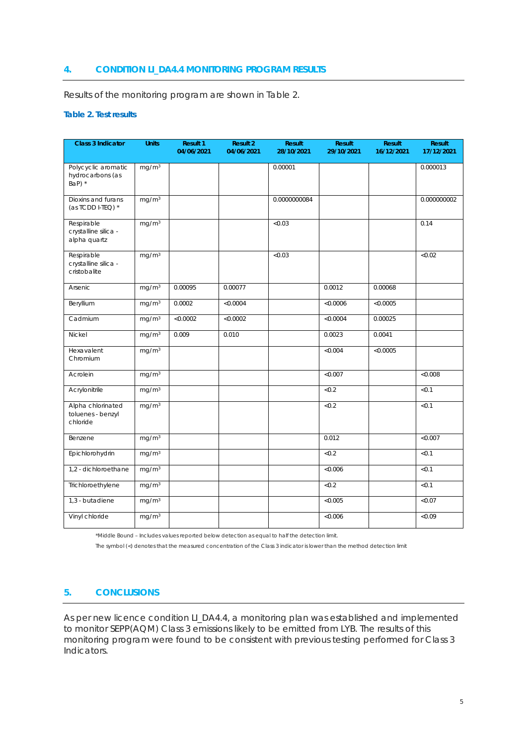## 4. CONDITION LI_DA4.4 MONITORING PROGRAM RESULTS

Results of the monitoring program are shown in Table 2.

### Table 2. Test results

| Class 3 Indicator | Units | Result 1 04/06/2021 | Result 2 04/06/2021 | Result 28/10/2021 | Result 29/10/2021 | Result 16/12/2021 | Result 17/12/2021 |
|---|---|---|---|---|---|---|---|
| Polycyclic aromatic hydrocarbons (as BaP) * | $mg/m^3$ | | | 0.00001 | | | 0.000013 |
| Dioxins and furans (as TCDD I-TEQ) * | $mg/m^3$ | | | 0.0000000084 | | | 0.000000002 |
| Respirable crystalline silica - alpha quartz | $mg/m^3$ | | | <0.03 | | | 0.14 |
| Respirable crystalline silica - cristobalite | $mg/m^3$ | | | <0.03 | | | <0.02 |
| Arsenic | $mg/m^3$ | 0.00095 | 0.00077 | | 0.0012 | 0.00068 | |
| Beryllium | $mg/m^3$ | 0.0002 | <0.0004 | | <0.0006 | <0.0005 | |
| Cadmium | $mg/m^3$ | <0.0002 | <0.0002 | | <0.0004 | 0.00025 | |
| Nickel | $mg/m^3$ | 0.009 | 0.010 | | 0.0023 | 0.0041 | |
| Hexavalent Chromium | $mg/m^3$ | | | | <0.004 | <0.0005 | |
| Acrolein | $mg/m^3$ | | | | <0.007 | | <0.008 |
| Acrylonitrile | $mg/m^3$ | | | | <0.2 | | <0.1 |
| Alpha chlorinated toluenes - benzyl chloride | $mg/m^3$ | | | | <0.2 | | <0.1 |
| Benzene | $mg/m^3$ | | | | 0.012 | | <0.007 |
| Epichlorohydrin | $mg/m^3$ | | | | <0.2 | | <0.1 |
| 1,2 - dichloroethane | $mg/m^3$ | | | | <0.006 | | <0.1 |
| Trichloroethylene | $mg/m^3$ | | | | <0.2 | | <0.1 |
| 1,3 - butadiene | $mg/m^3$ | | | | <0.005 | | <0.07 |
| Vinyl chloride | $mg/m^3$ | | | | <0.006 | | <0.09 |

*Middle Bound – Includes values reported below detection as equal to half the detection limit.

The symbol (<) denotes that the measured concentration of the Class 3 indicator is lower than the method detection limit

## 5. CONCLUSIONS

As per new licence condition LI_DA4.4, a monitoring plan was established and implemented to monitor SEPP(AQM) Class 3 emissions likely to be emitted from LYB. The results of this monitoring program were found to be consistent with previous testing performed for Class 3 Indicators.